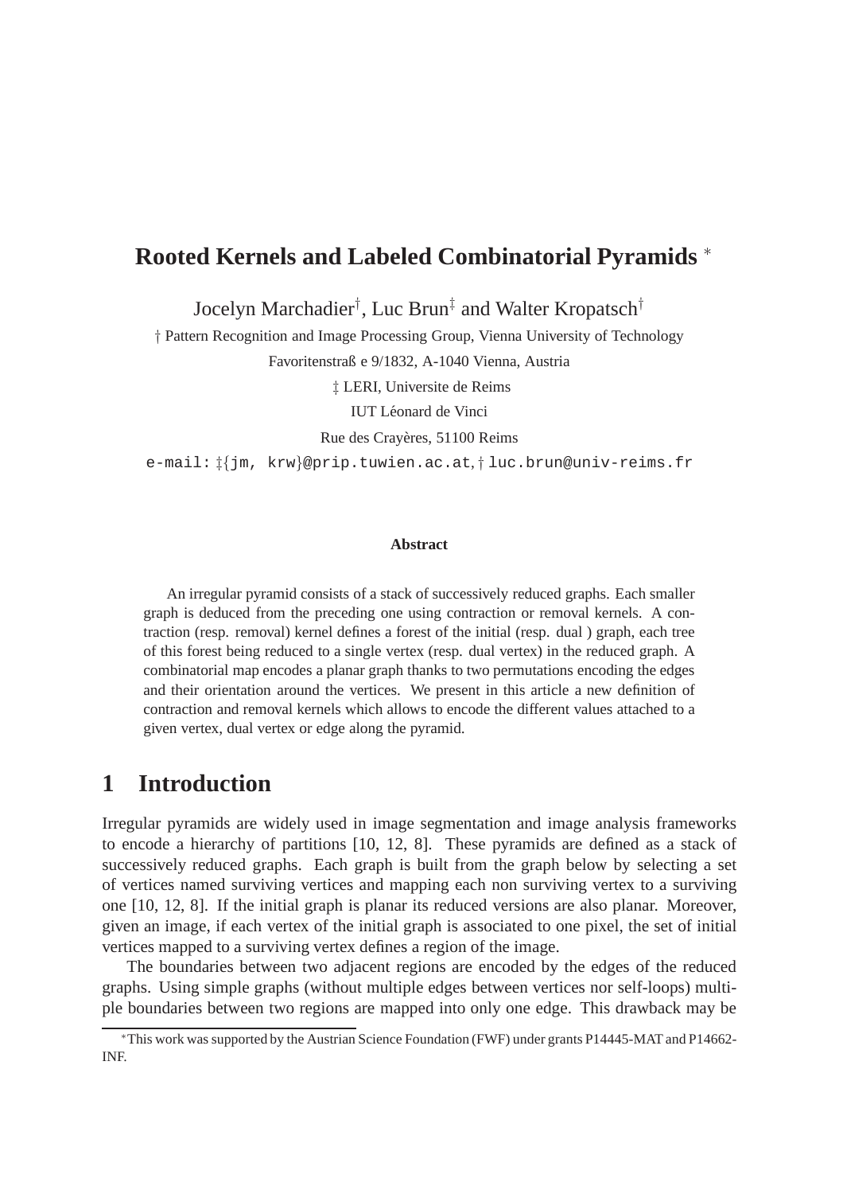# Rooted Kernels and Labeled Combinatorial Pyramids *

Jocelyn Marchadier†, Luc Brun‡ and Walter Kropatsch†

† Pattern Recognition and Image Processing Group, Vienna University of Technology

Favoritenstraß e 9/1832, A-1040 Vienna, Austria

‡ LERI, Universite de Reims

IUT Léonard de Vinci

Rue des Crayères, 51100 Reims

e-mail: ‡{jm, krw}@prip.tuwien.ac.at, † luc.brun@univ-reims.fr

**Abstract**

An irregular pyramid consists of a stack of successively reduced graphs. Each smaller graph is deduced from the preceding one using contraction or removal kernels. A contraction (resp. removal) kernel defines a forest of the initial (resp. dual ) graph, each tree of this forest being reduced to a single vertex (resp. dual vertex) in the reduced graph. A combinatorial map encodes a planar graph thanks to two permutations encoding the edges and their orientation around the vertices. We present in this article a new definition of contraction and removal kernels which allows to encode the different values attached to a given vertex, dual vertex or edge along the pyramid.

## 1 Introduction

Irregular pyramids are widely used in image segmentation and image analysis frameworks to encode a hierarchy of partitions [10, 12, 8]. These pyramids are defined as a stack of successively reduced graphs. Each graph is built from the graph below by selecting a set of vertices named surviving vertices and mapping each non surviving vertex to a surviving one [10, 12, 8]. If the initial graph is planar its reduced versions are also planar. Moreover, given an image, if each vertex of the initial graph is associated to one pixel, the set of initial vertices mapped to a surviving vertex defines a region of the image.

The boundaries between two adjacent regions are encoded by the edges of the reduced graphs. Using simple graphs (without multiple edges between vertices nor self-loops) multiple boundaries between two regions are mapped into only one edge. This drawback may be

*This work was supported by the Austrian Science Foundation (FWF) under grants P14445-MAT and P14662-INF.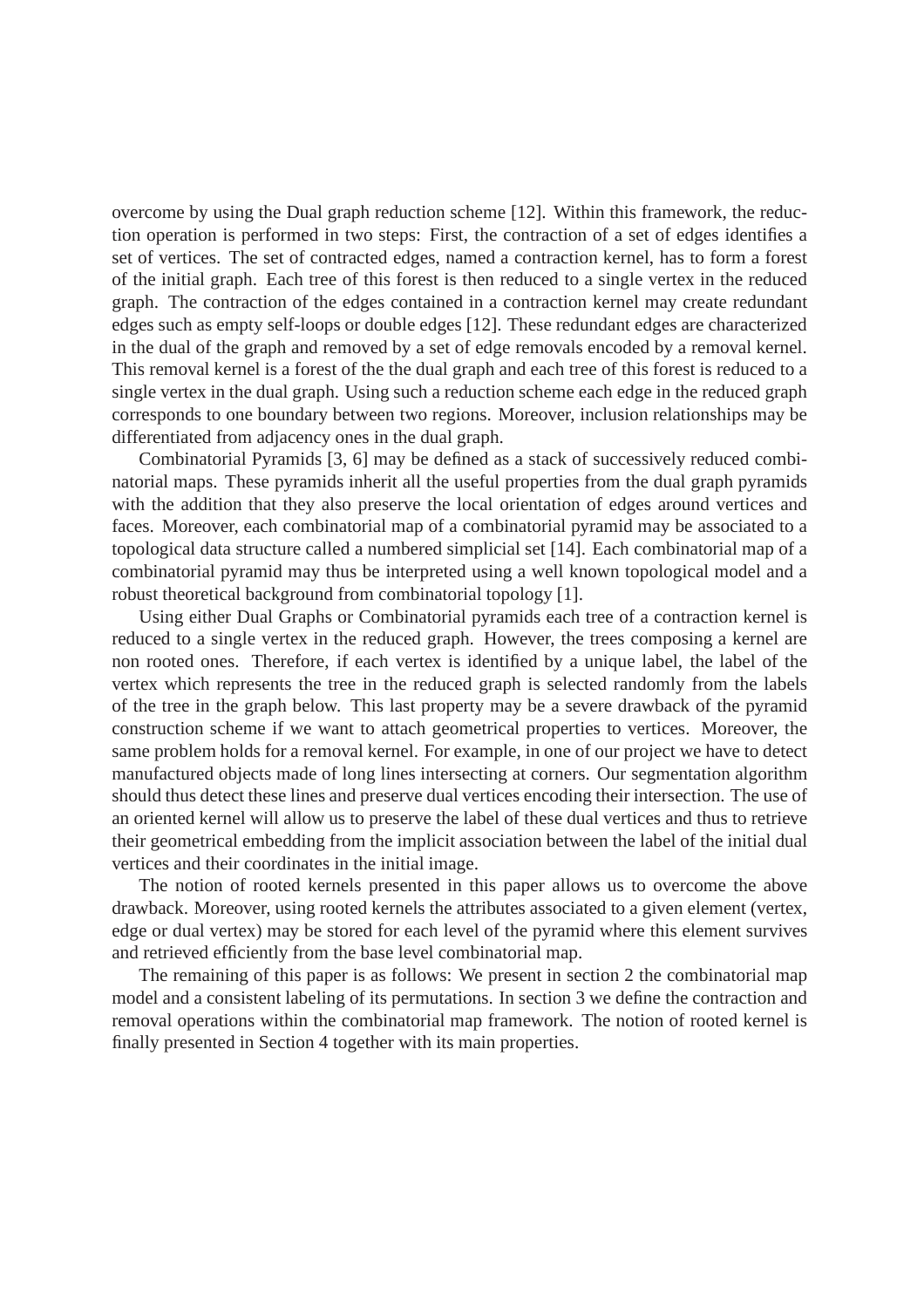overcome by using the Dual graph reduction scheme [12]. Within this framework, the reduction operation is performed in two steps: First, the contraction of a set of edges identifies a set of vertices. The set of contracted edges, named a contraction kernel, has to form a forest of the initial graph. Each tree of this forest is then reduced to a single vertex in the reduced graph. The contraction of the edges contained in a contraction kernel may create redundant edges such as empty self-loops or double edges [12]. These redundant edges are characterized in the dual of the graph and removed by a set of edge removals encoded by a removal kernel. This removal kernel is a forest of the the dual graph and each tree of this forest is reduced to a single vertex in the dual graph. Using such a reduction scheme each edge in the reduced graph corresponds to one boundary between two regions. Moreover, inclusion relationships may be differentiated from adjacency ones in the dual graph.

Combinatorial Pyramids [3, 6] may be defined as a stack of successively reduced combinatorial maps. These pyramids inherit all the useful properties from the dual graph pyramids with the addition that they also preserve the local orientation of edges around vertices and faces. Moreover, each combinatorial map of a combinatorial pyramid may be associated to a topological data structure called a numbered simplicial set [14]. Each combinatorial map of a combinatorial pyramid may thus be interpreted using a well known topological model and a robust theoretical background from combinatorial topology [1].

Using either Dual Graphs or Combinatorial pyramids each tree of a contraction kernel is reduced to a single vertex in the reduced graph. However, the trees composing a kernel are non rooted ones. Therefore, if each vertex is identified by a unique label, the label of the vertex which represents the tree in the reduced graph is selected randomly from the labels of the tree in the graph below. This last property may be a severe drawback of the pyramid construction scheme if we want to attach geometrical properties to vertices. Moreover, the same problem holds for a removal kernel. For example, in one of our project we have to detect manufactured objects made of long lines intersecting at corners. Our segmentation algorithm should thus detect these lines and preserve dual vertices encoding their intersection. The use of an oriented kernel will allow us to preserve the label of these dual vertices and thus to retrieve their geometrical embedding from the implicit association between the label of the initial dual vertices and their coordinates in the initial image.

The notion of rooted kernels presented in this paper allows us to overcome the above drawback. Moreover, using rooted kernels the attributes associated to a given element (vertex, edge or dual vertex) may be stored for each level of the pyramid where this element survives and retrieved efficiently from the base level combinatorial map.

The remaining of this paper is as follows: We present in section 2 the combinatorial map model and a consistent labeling of its permutations. In section 3 we define the contraction and removal operations within the combinatorial map framework. The notion of rooted kernel is finally presented in Section 4 together with its main properties.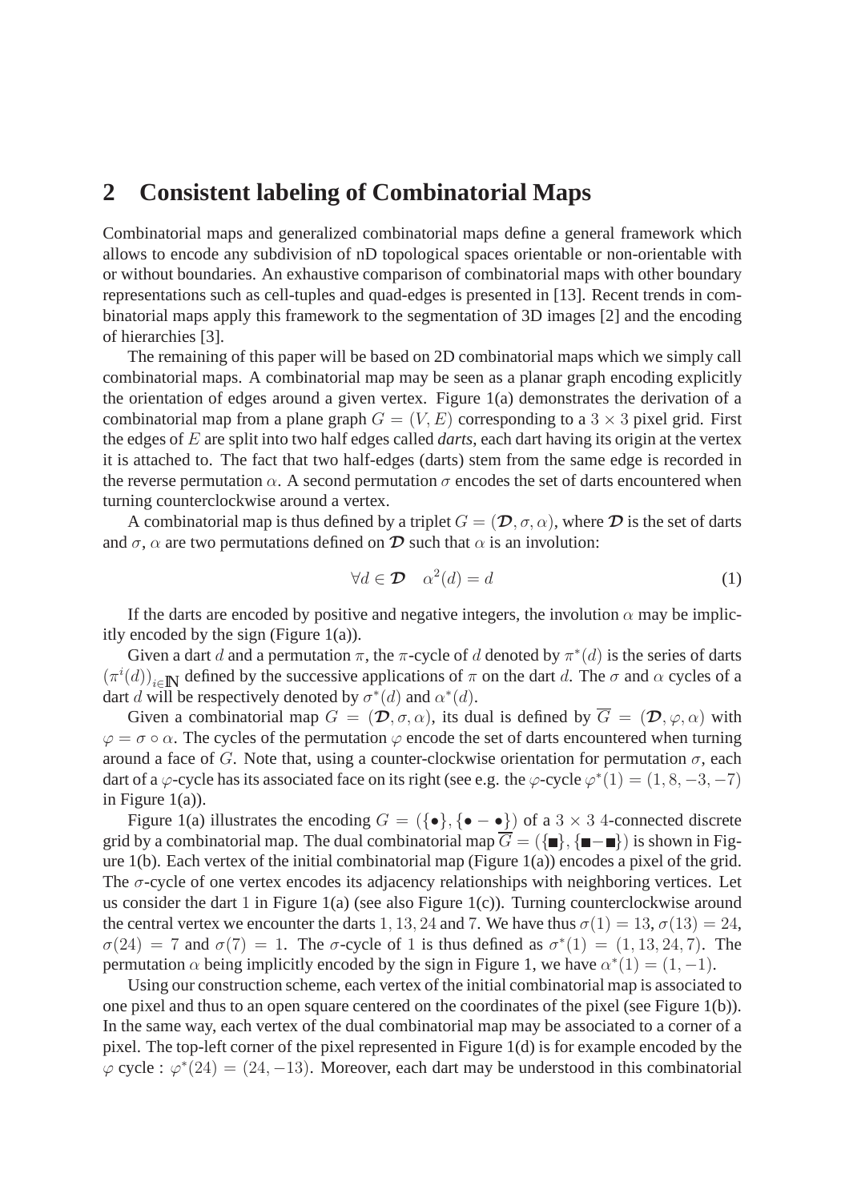## 2 Consistent labeling of Combinatorial Maps

Combinatorial maps and generalized combinatorial maps define a general framework which allows to encode any subdivision of nD topological spaces orientable or non-orientable with or without boundaries. An exhaustive comparison of combinatorial maps with other boundary representations such as cell-tuples and quad-edges is presented in [13]. Recent trends in combinatorial maps apply this framework to the segmentation of 3D images [2] and the encoding of hierarchies [3].

The remaining of this paper will be based on 2D combinatorial maps which we simply call combinatorial maps. A combinatorial map may be seen as a planar graph encoding explicitly the orientation of edges around a given vertex. Figure 1(a) demonstrates the derivation of a combinatorial map from a plane graph $G = (V, E)$ corresponding to a $3 \times 3$ pixel grid. First the edges of $E$ are split into two half edges called *darts*, each dart having its origin at the vertex it is attached to. The fact that two half-edges (darts) stem from the same edge is recorded in the reverse permutation $\alpha$. A second permutation $\sigma$ encodes the set of darts encountered when turning counterclockwise around a vertex.

A combinatorial map is thus defined by a triplet $G = (\mathcal{D}, \sigma, \alpha)$, where $\mathcal{D}$ is the set of darts and $\sigma$, $\alpha$ are two permutations defined on $\mathcal{D}$ such that $\alpha$ is an involution:

$$\forall d \in \mathcal{D} \quad \alpha^2(d) = d \tag{1}$$

If the darts are encoded by positive and negative integers, the involution $\alpha$ may be implicitly encoded by the sign (Figure 1(a)).

Given a dart $d$ and a permutation $\pi$, the $\pi$-cycle of $d$ denoted by $\pi^*(d)$ is the series of darts $(\pi^i(d))_{i \in \mathbb{N}}$ defined by the successive applications of $\pi$ on the dart $d$. The $\sigma$ and $\alpha$ cycles of a dart $d$ will be respectively denoted by $\sigma^*(d)$ and $\alpha^*(d)$.

Given a combinatorial map $G = (\mathcal{D}, \sigma, \alpha)$, its dual is defined by $\overline{G} = (\mathcal{D}, \varphi, \alpha)$ with $\varphi = \sigma \circ \alpha$. The cycles of the permutation $\varphi$ encode the set of darts encountered when turning around a face of $G$. Note that, using a counter-clockwise orientation for permutation $\sigma$, each dart of a $\varphi$-cycle has its associated face on its right (see e.g. the $\varphi$-cycle $\varphi^*(1) = (1, 8, -3, -7)$ in Figure 1(a)).

Figure 1(a) illustrates the encoding $G = (\{\bullet\}, \{\bullet - \bullet\})$ of a $3 \times 3$ 4-connected discrete grid by a combinatorial map. The dual combinatorial map $\overline{G} = (\{\blacksquare\}, \{\blacksquare - \blacksquare\})$ is shown in Figure 1(b). Each vertex of the initial combinatorial map (Figure 1(a)) encodes a pixel of the grid. The $\sigma$-cycle of one vertex encodes its adjacency relationships with neighboring vertices. Let us consider the dart 1 in Figure 1(a) (see also Figure 1(c)). Turning counterclockwise around the central vertex we encounter the darts 1, 13, 24 and 7. We have thus $\sigma(1) = 13$, $\sigma(13) = 24$, $\sigma(24) = 7$ and $\sigma(7) = 1$. The $\sigma$-cycle of 1 is thus defined as $\sigma^*(1) = (1, 13, 24, 7)$. The permutation $\alpha$ being implicitly encoded by the sign in Figure 1, we have $\alpha^*(1) = (1, -1)$.

Using our construction scheme, each vertex of the initial combinatorial map is associated to one pixel and thus to an open square centered on the coordinates of the pixel (see Figure 1(b)). In the same way, each vertex of the dual combinatorial map may be associated to a corner of a pixel. The top-left corner of the pixel represented in Figure 1(d) is for example encoded by the $\varphi$ cycle : $\varphi^*(24) = (24, -13)$. Moreover, each dart may be understood in this combinatorial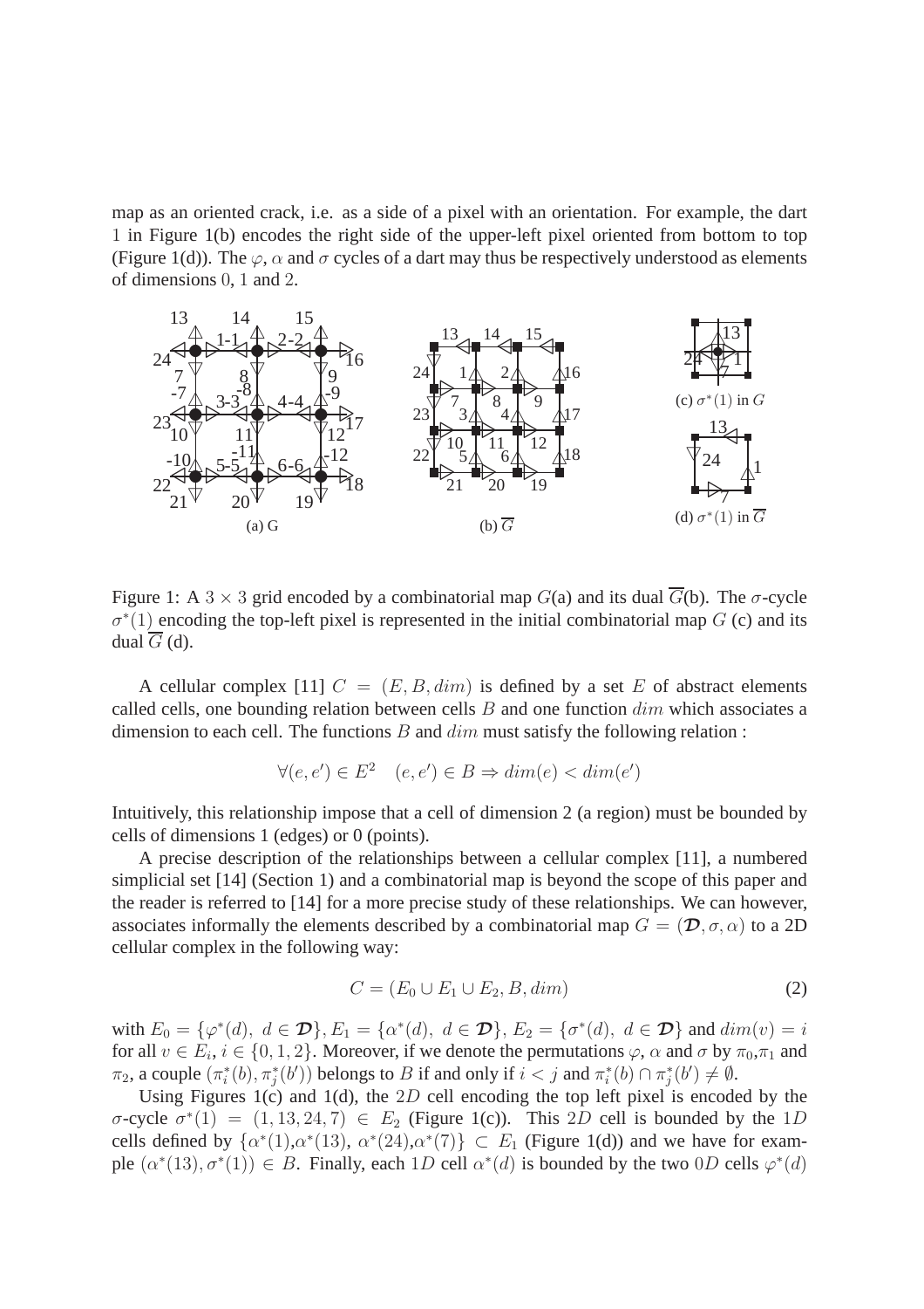map as an oriented crack, i.e. as a side of a pixel with an orientation. For example, the dart 1 in Figure 1(b) encodes the right side of the upper-left pixel oriented from bottom to top (Figure 1(d)). The $\varphi$, $\alpha$ and $\sigma$ cycles of a dart may thus be respectively understood as elements of dimensions 0, 1 and 2.

Figure 1: A $3 \times 3$ grid encoded by a combinatorial map $G$(a) and its dual $\overline{G}$(b). The $\sigma$-cycle $\sigma^*(1)$ encoding the top-left pixel is represented in the initial combinatorial map $G$ (c) and its dual $\overline{G}$ (d).

A cellular complex [11] $C = (E, B, dim)$ is defined by a set $E$ of abstract elements called cells, one bounding relation between cells $B$ and one function $dim$ which associates a dimension to each cell. The functions $B$ and $dim$ must satisfy the following relation :

$$\forall (e, e') \in E^2 \quad (e, e') \in B \Rightarrow dim(e) < dim(e')$$

Intuitively, this relationship impose that a cell of dimension 2 (a region) must be bounded by cells of dimensions 1 (edges) or 0 (points).

A precise description of the relationships between a cellular complex [11], a numbered simplicial set [14] (Section 1) and a combinatorial map is beyond the scope of this paper and the reader is referred to [14] for a more precise study of these relationships. We can however, associates informally the elements described by a combinatorial map $G = (\mathcal{D}, \sigma, \alpha)$ to a 2D cellular complex in the following way:

$$C = (E_0 \cup E_1 \cup E_2, B, dim) \tag{2}$$

with $E_0 = \{\varphi^*(d),\ d \in \mathcal{D}\}, E_1 = \{\alpha^*(d),\ d \in \mathcal{D}\}, E_2 = \{\sigma^*(d),\ d \in \mathcal{D}\}$ and $dim(v) = i$ for all $v \in E_i$, $i \in \{0, 1, 2\}$. Moreover, if we denote the permutations $\varphi$, $\alpha$ and $\sigma$ by $\pi_0$,$\pi_1$ and $\pi_2$, a couple $(\pi_i^*(b), \pi_j^*(b'))$ belongs to $B$ if and only if $i < j$ and $\pi_i^*(b) \cap \pi_j^*(b') \neq \emptyset$.

Using Figures 1(c) and 1(d), the $2D$ cell encoding the top left pixel is encoded by the $\sigma$-cycle $\sigma^*(1) = (1, 13, 24, 7) \in E_2$ (Figure 1(c)). This $2D$ cell is bounded by the $1D$ cells defined by $\{\alpha^*(1),\alpha^*(13),\ \alpha^*(24),\alpha^*(7)\} \subset E_1$ (Figure 1(d)) and we have for example $(\alpha^*(13), \sigma^*(1)) \in B$. Finally, each $1D$ cell $\alpha^*(d)$ is bounded by the two $0D$ cells $\varphi^*(d)$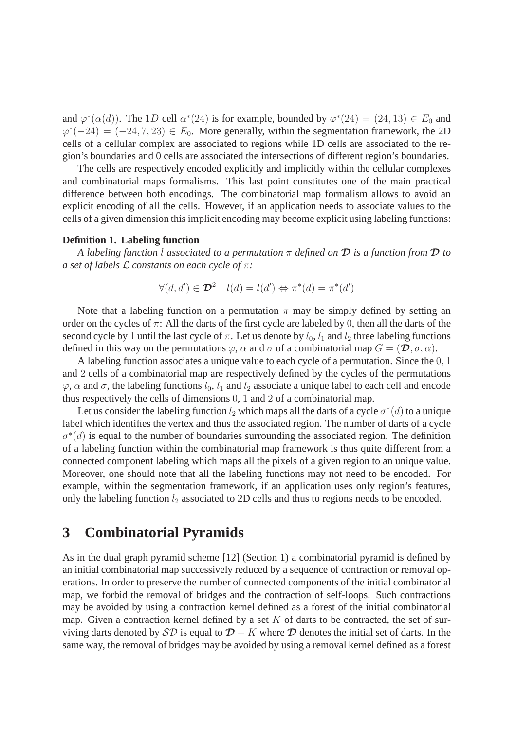and $\varphi^*(\alpha(d))$. The $1D$ cell $\alpha^*(24)$ is for example, bounded by $\varphi^*(24) = (24, 13) \in E_0$ and $\varphi^*(-24) = (-24, 7, 23) \in E_0$. More generally, within the segmentation framework, the 2D cells of a cellular complex are associated to regions while 1D cells are associated to the region's boundaries and 0 cells are associated the intersections of different region's boundaries.

The cells are respectively encoded explicitly and implicitly within the cellular complexes and combinatorial maps formalisms. This last point constitutes one of the main practical difference between both encodings. The combinatorial map formalism allows to avoid an explicit encoding of all the cells. However, if an application needs to associate values to the cells of a given dimension this implicit encoding may become explicit using labeling functions:

**Definition 1. Labeling function**

*A labeling function $l$ associated to a permutation $\pi$ defined on $\mathcal{D}$ is a function from $\mathcal{D}$ to a set of labels $\mathcal{L}$ constants on each cycle of $\pi$:*

$$\forall (d, d') \in \mathcal{D}^2 \quad l(d) = l(d') \Leftrightarrow \pi^*(d) = \pi^*(d')$$

Note that a labeling function on a permutation $\pi$ may be simply defined by setting an order on the cycles of $\pi$: All the darts of the first cycle are labeled by $0$, then all the darts of the second cycle by $1$ until the last cycle of $\pi$. Let us denote by $l_0$, $l_1$ and $l_2$ three labeling functions defined in this way on the permutations $\varphi$, $\alpha$ and $\sigma$ of a combinatorial map $G = (\mathcal{D}, \sigma, \alpha)$.

A labeling function associates a unique value to each cycle of a permutation. Since the $0, 1$ and $2$ cells of a combinatorial map are respectively defined by the cycles of the permutations $\varphi$, $\alpha$ and $\sigma$, the labeling functions $l_0$, $l_1$ and $l_2$ associate a unique label to each cell and encode thus respectively the cells of dimensions $0$, $1$ and $2$ of a combinatorial map.

Let us consider the labeling function $l_2$ which maps all the darts of a cycle $\sigma^*(d)$ to a unique label which identifies the vertex and thus the associated region. The number of darts of a cycle $\sigma^*(d)$ is equal to the number of boundaries surrounding the associated region. The definition of a labeling function within the combinatorial map framework is thus quite different from a connected component labeling which maps all the pixels of a given region to an unique value. Moreover, one should note that all the labeling functions may not need to be encoded. For example, within the segmentation framework, if an application uses only region's features, only the labeling function $l_2$ associated to 2D cells and thus to regions needs to be encoded.

# 3 Combinatorial Pyramids

As in the dual graph pyramid scheme [12] (Section 1) a combinatorial pyramid is defined by an initial combinatorial map successively reduced by a sequence of contraction or removal operations. In order to preserve the number of connected components of the initial combinatorial map, we forbid the removal of bridges and the contraction of self-loops. Such contractions may be avoided by using a contraction kernel defined as a forest of the initial combinatorial map. Given a contraction kernel defined by a set $K$ of darts to be contracted, the set of surviving darts denoted by $\mathcal{SD}$ is equal to $\mathcal{D} - K$ where $\mathcal{D}$ denotes the initial set of darts. In the same way, the removal of bridges may be avoided by using a removal kernel defined as a forest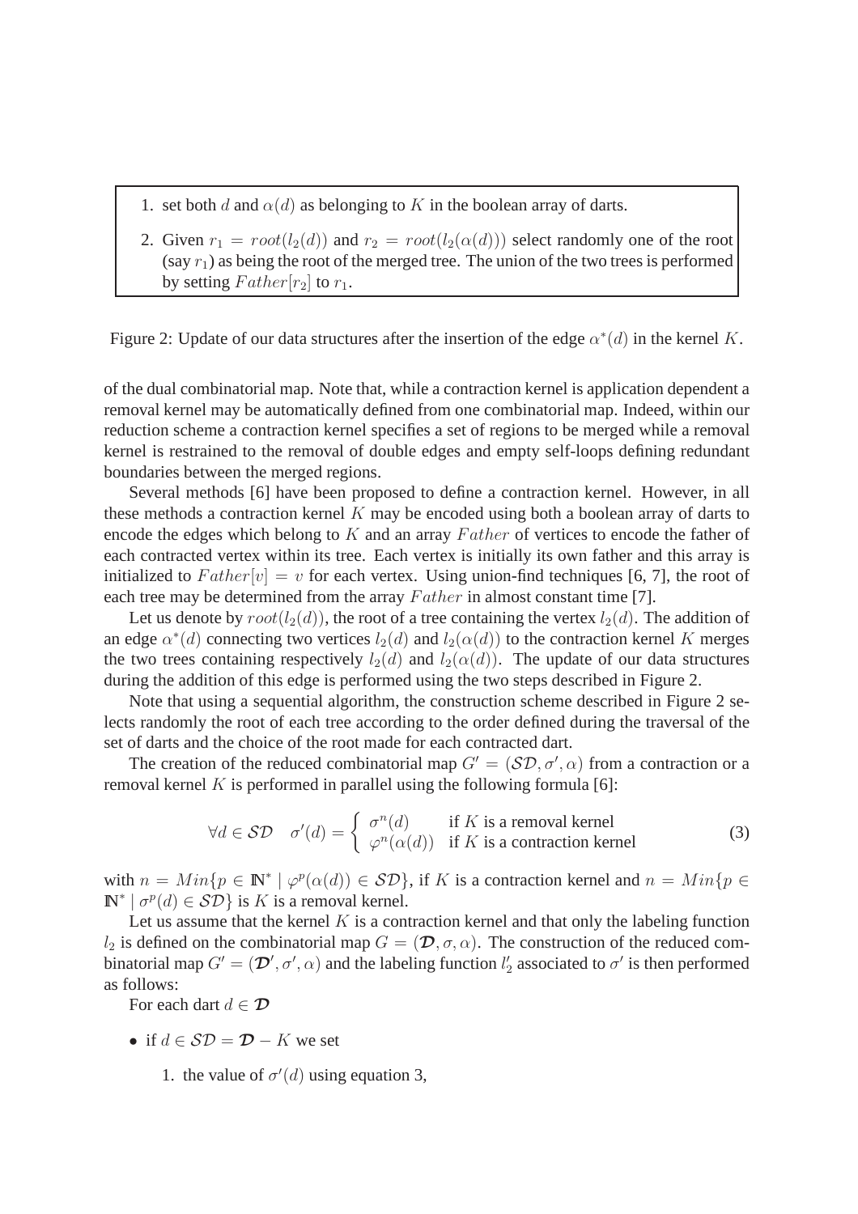1. set both $d$ and $\alpha(d)$ as belonging to $K$ in the boolean array of darts.
2. Given $r_1 = root(l_2(d))$ and $r_2 = root(l_2(\alpha(d)))$ select randomly one of the root (say $r_1$) as being the root of the merged tree. The union of the two trees is performed by setting $Father[r_2]$ to $r_1$.

Figure 2: Update of our data structures after the insertion of the edge $\alpha^*(d)$ in the kernel $K$.

of the dual combinatorial map. Note that, while a contraction kernel is application dependent a removal kernel may be automatically defined from one combinatorial map. Indeed, within our reduction scheme a contraction kernel specifies a set of regions to be merged while a removal kernel is restrained to the removal of double edges and empty self-loops defining redundant boundaries between the merged regions.

Several methods [6] have been proposed to define a contraction kernel. However, in all these methods a contraction kernel $K$ may be encoded using both a boolean array of darts to encode the edges which belong to $K$ and an array $Father$ of vertices to encode the father of each contracted vertex within its tree. Each vertex is initially its own father and this array is initialized to $Father[v] = v$ for each vertex. Using union-find techniques [6, 7], the root of each tree may be determined from the array $Father$ in almost constant time [7].

Let us denote by $root(l_2(d))$, the root of a tree containing the vertex $l_2(d)$. The addition of an edge $\alpha^*(d)$ connecting two vertices $l_2(d)$ and $l_2(\alpha(d))$ to the contraction kernel $K$ merges the two trees containing respectively $l_2(d)$ and $l_2(\alpha(d))$. The update of our data structures during the addition of this edge is performed using the two steps described in Figure 2.

Note that using a sequential algorithm, the construction scheme described in Figure 2 selects randomly the root of each tree according to the order defined during the traversal of the set of darts and the choice of the root made for each contracted dart.

The creation of the reduced combinatorial map $G' = (\mathcal{SD}, \sigma', \alpha)$ from a contraction or a removal kernel $K$ is performed in parallel using the following formula [6]:

$$\forall d \in \mathcal{SD} \quad \sigma'(d) = \begin{cases} \sigma^n(d) & \text{if } K \text{ is a removal kernel} \\ \varphi^n(\alpha(d)) & \text{if } K \text{ is a contraction kernel} \end{cases} \tag{3}$$

with $n = Min\{p \in \mathbb{N}^* \mid \varphi^p(\alpha(d)) \in \mathcal{SD}\}$, if $K$ is a contraction kernel and $n = Min\{p \in \mathbb{N}^* \mid \sigma^p(d) \in \mathcal{SD}\}$ is $K$ is a removal kernel.

Let us assume that the kernel $K$ is a contraction kernel and that only the labeling function $l_2$ is defined on the combinatorial map $G = (\boldsymbol{\mathcal{D}}, \sigma, \alpha)$. The construction of the reduced combinatorial map $G' = (\boldsymbol{\mathcal{D}}', \sigma', \alpha)$ and the labeling function $l'_2$ associated to $\sigma'$ is then performed as follows:

For each dart $d \in \boldsymbol{\mathcal{D}}$

- if $d \in \mathcal{SD} = \boldsymbol{\mathcal{D}} - K$ we set
  1. the value of $\sigma'(d)$ using equation 3,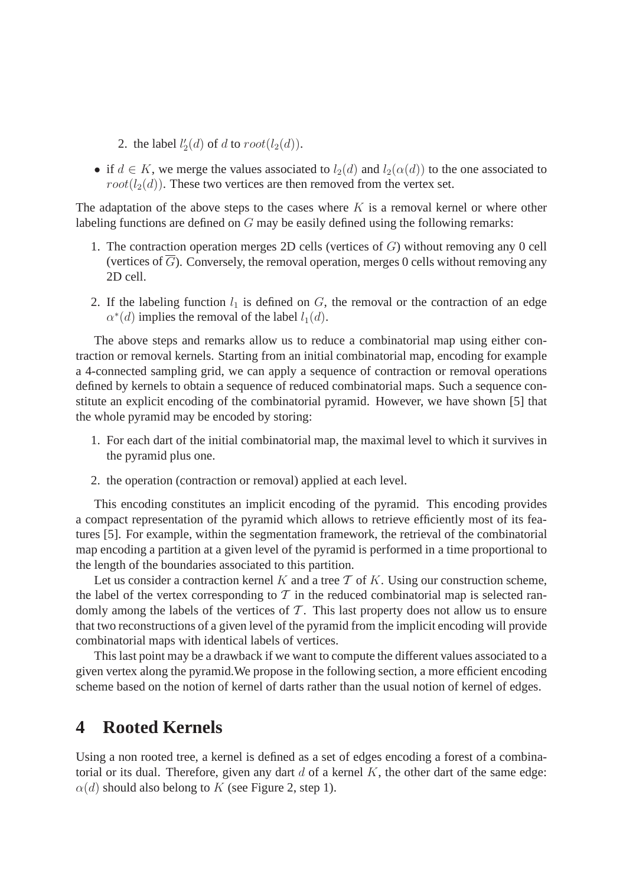2. the label $l'_2(d)$ of $d$ to $root(l_2(d))$.

- if $d \in K$, we merge the values associated to $l_2(d)$ and $l_2(\alpha(d))$ to the one associated to $root(l_2(d))$. These two vertices are then removed from the vertex set.

The adaptation of the above steps to the cases where $K$ is a removal kernel or where other labeling functions are defined on $G$ may be easily defined using the following remarks:

1. The contraction operation merges 2D cells (vertices of $G$) without removing any 0 cell (vertices of $\overline{G}$). Conversely, the removal operation, merges 0 cells without removing any 2D cell.
2. If the labeling function $l_1$ is defined on $G$, the removal or the contraction of an edge $\alpha^*(d)$ implies the removal of the label $l_1(d)$.

The above steps and remarks allow us to reduce a combinatorial map using either contraction or removal kernels. Starting from an initial combinatorial map, encoding for example a 4-connected sampling grid, we can apply a sequence of contraction or removal operations defined by kernels to obtain a sequence of reduced combinatorial maps. Such a sequence constitute an explicit encoding of the combinatorial pyramid. However, we have shown [5] that the whole pyramid may be encoded by storing:

1. For each dart of the initial combinatorial map, the maximal level to which it survives in the pyramid plus one.
2. the operation (contraction or removal) applied at each level.

This encoding constitutes an implicit encoding of the pyramid. This encoding provides a compact representation of the pyramid which allows to retrieve efficiently most of its features [5]. For example, within the segmentation framework, the retrieval of the combinatorial map encoding a partition at a given level of the pyramid is performed in a time proportional to the length of the boundaries associated to this partition.

Let us consider a contraction kernel $K$ and a tree $\mathcal{T}$ of $K$. Using our construction scheme, the label of the vertex corresponding to $\mathcal{T}$ in the reduced combinatorial map is selected randomly among the labels of the vertices of $\mathcal{T}$. This last property does not allow us to ensure that two reconstructions of a given level of the pyramid from the implicit encoding will provide combinatorial maps with identical labels of vertices.

This last point may be a drawback if we want to compute the different values associated to a given vertex along the pyramid.We propose in the following section, a more efficient encoding scheme based on the notion of kernel of darts rather than the usual notion of kernel of edges.

# 4 Rooted Kernels

Using a non rooted tree, a kernel is defined as a set of edges encoding a forest of a combinatorial or its dual. Therefore, given any dart $d$ of a kernel $K$, the other dart of the same edge: $\alpha(d)$ should also belong to $K$ (see Figure 2, step 1).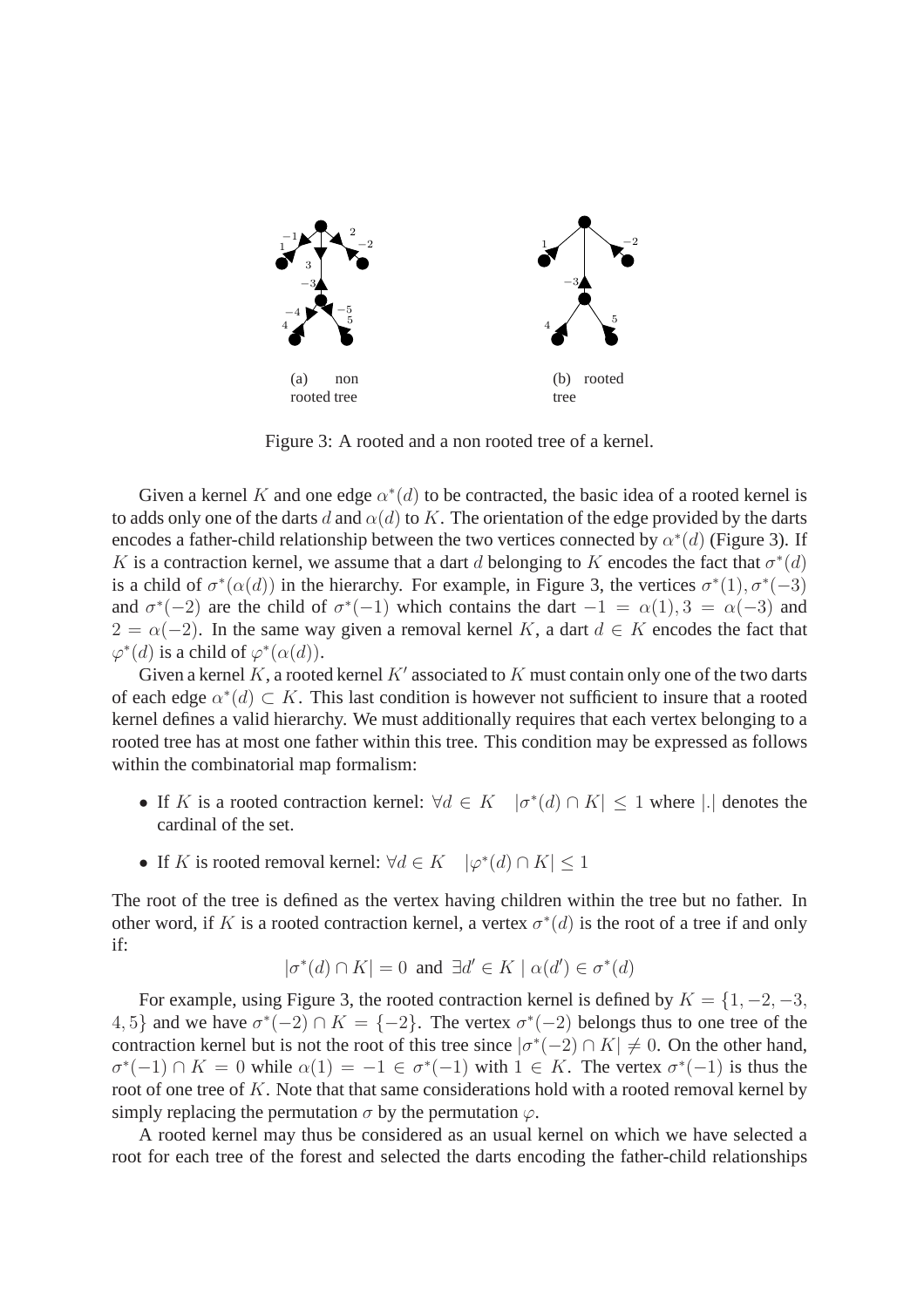(a) non rooted tree

(b) rooted tree

Figure 3: A rooted and a non rooted tree of a kernel.

Given a kernel $K$ and one edge $\alpha^*(d)$ to be contracted, the basic idea of a rooted kernel is to adds only one of the darts $d$ and $\alpha(d)$ to $K$. The orientation of the edge provided by the darts encodes a father-child relationship between the two vertices connected by $\alpha^*(d)$ (Figure 3). If $K$ is a contraction kernel, we assume that a dart $d$ belonging to $K$ encodes the fact that $\sigma^*(d)$ is a child of $\sigma^*(\alpha(d))$ in the hierarchy. For example, in Figure 3, the vertices $\sigma^*(1), \sigma^*(-3)$ and $\sigma^*(-2)$ are the child of $\sigma^*(-1)$ which contains the dart $-1 = \alpha(1), 3 = \alpha(-3)$ and $2 = \alpha(-2)$. In the same way given a removal kernel $K$, a dart $d \in K$ encodes the fact that $\varphi^*(d)$ is a child of $\varphi^*(\alpha(d))$.

Given a kernel $K$, a rooted kernel $K'$ associated to $K$ must contain only one of the two darts of each edge $\alpha^*(d) \subset K$. This last condition is however not sufficient to insure that a rooted kernel defines a valid hierarchy. We must additionally requires that each vertex belonging to a rooted tree has at most one father within this tree. This condition may be expressed as follows within the combinatorial map formalism:

- If $K$ is a rooted contraction kernel: $\forall d \in K \quad |\sigma^*(d) \cap K| \leq 1$ where $|.|$ denotes the cardinal of the set.
- If $K$ is rooted removal kernel: $\forall d \in K \quad |\varphi^*(d) \cap K| \leq 1$

The root of the tree is defined as the vertex having children within the tree but no father. In other word, if $K$ is a rooted contraction kernel, a vertex $\sigma^*(d)$ is the root of a tree if and only if:

$$|\sigma^*(d) \cap K| = 0 \text{ and } \exists d' \in K \mid \alpha(d') \in \sigma^*(d)$$

For example, using Figure 3, the rooted contraction kernel is defined by $K = \{1, -2, -3, 4, 5\}$ and we have $\sigma^*(-2) \cap K = \{-2\}$. The vertex $\sigma^*(-2)$ belongs thus to one tree of the contraction kernel but is not the root of this tree since $|\sigma^*(-2) \cap K| \neq 0$. On the other hand, $\sigma^*(-1) \cap K = 0$ while $\alpha(1) = -1 \in \sigma^*(-1)$ with $1 \in K$. The vertex $\sigma^*(-1)$ is thus the root of one tree of $K$. Note that that same considerations hold with a rooted removal kernel by simply replacing the permutation $\sigma$ by the permutation $\varphi$.

A rooted kernel may thus be considered as an usual kernel on which we have selected a root for each tree of the forest and selected the darts encoding the father-child relationships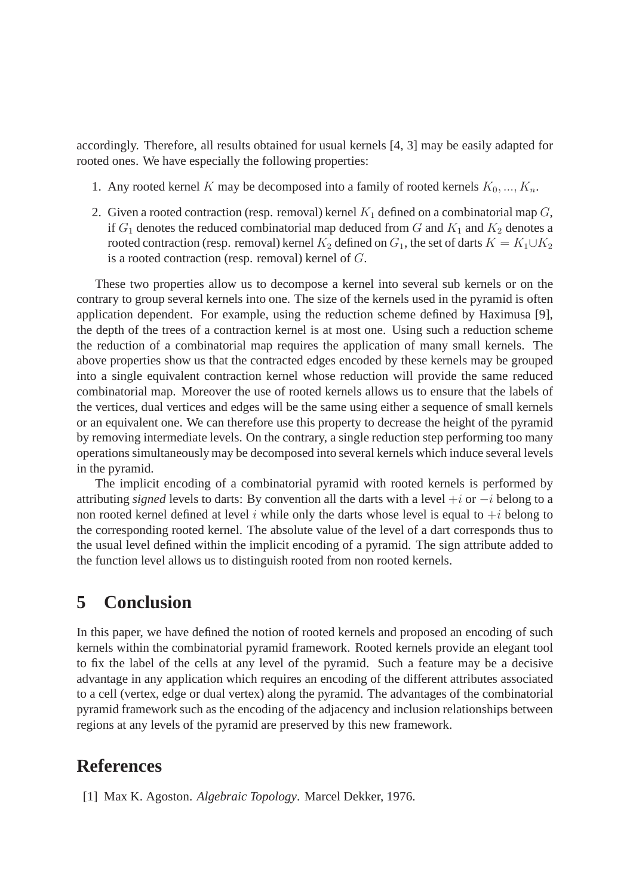accordingly. Therefore, all results obtained for usual kernels [4, 3] may be easily adapted for rooted ones. We have especially the following properties:

1. Any rooted kernel $K$ may be decomposed into a family of rooted kernels $K_0, ..., K_n$.
2. Given a rooted contraction (resp. removal) kernel $K_1$ defined on a combinatorial map $G$, if $G_1$ denotes the reduced combinatorial map deduced from $G$ and $K_1$ and $K_2$ denotes a rooted contraction (resp. removal) kernel $K_2$ defined on $G_1$, the set of darts $K = K_1 \cup K_2$ is a rooted contraction (resp. removal) kernel of $G$.

These two properties allow us to decompose a kernel into several sub kernels or on the contrary to group several kernels into one. The size of the kernels used in the pyramid is often application dependent. For example, using the reduction scheme defined by Haximusa [9], the depth of the trees of a contraction kernel is at most one. Using such a reduction scheme the reduction of a combinatorial map requires the application of many small kernels. The above properties show us that the contracted edges encoded by these kernels may be grouped into a single equivalent contraction kernel whose reduction will provide the same reduced combinatorial map. Moreover the use of rooted kernels allows us to ensure that the labels of the vertices, dual vertices and edges will be the same using either a sequence of small kernels or an equivalent one. We can therefore use this property to decrease the height of the pyramid by removing intermediate levels. On the contrary, a single reduction step performing too many operations simultaneously may be decomposed into several kernels which induce several levels in the pyramid.

The implicit encoding of a combinatorial pyramid with rooted kernels is performed by attributing *signed* levels to darts: By convention all the darts with a level $+i$ or $-i$ belong to a non rooted kernel defined at level $i$ while only the darts whose level is equal to $+i$ belong to the corresponding rooted kernel. The absolute value of the level of a dart corresponds thus to the usual level defined within the implicit encoding of a pyramid. The sign attribute added to the function level allows us to distinguish rooted from non rooted kernels.

# 5 Conclusion

In this paper, we have defined the notion of rooted kernels and proposed an encoding of such kernels within the combinatorial pyramid framework. Rooted kernels provide an elegant tool to fix the label of the cells at any level of the pyramid. Such a feature may be a decisive advantage in any application which requires an encoding of the different attributes associated to a cell (vertex, edge or dual vertex) along the pyramid. The advantages of the combinatorial pyramid framework such as the encoding of the adjacency and inclusion relationships between regions at any levels of the pyramid are preserved by this new framework.

# References

[1] Max K. Agoston. *Algebraic Topology*. Marcel Dekker, 1976.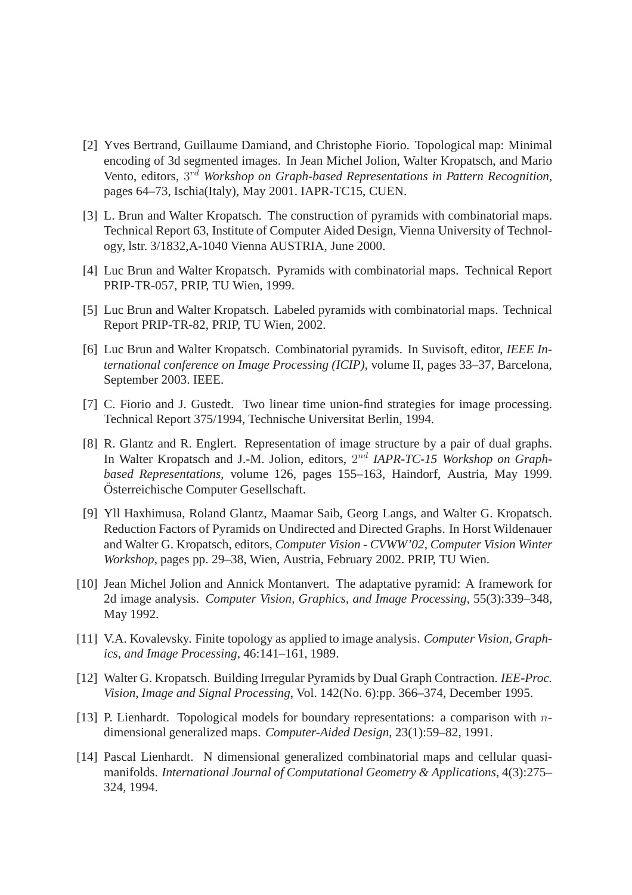[2] Yves Bertrand, Guillaume Damiand, and Christophe Fiorio. Topological map: Minimal encoding of 3d segmented images. In Jean Michel Jolion, Walter Kropatsch, and Mario Vento, editors, $3^{rd}$ *Workshop on Graph-based Representations in Pattern Recognition*, pages 64–73, Ischia(Italy), May 2001. IAPR-TC15, CUEN.

[3] L. Brun and Walter Kropatsch. The construction of pyramids with combinatorial maps. Technical Report 63, Institute of Computer Aided Design, Vienna University of Technology, lstr. 3/1832,A-1040 Vienna AUSTRIA, June 2000.

[4] Luc Brun and Walter Kropatsch. Pyramids with combinatorial maps. Technical Report PRIP-TR-057, PRIP, TU Wien, 1999.

[5] Luc Brun and Walter Kropatsch. Labeled pyramids with combinatorial maps. Technical Report PRIP-TR-82, PRIP, TU Wien, 2002.

[6] Luc Brun and Walter Kropatsch. Combinatorial pyramids. In Suvisoft, editor, *IEEE International conference on Image Processing (ICIP)*, volume II, pages 33–37, Barcelona, September 2003. IEEE.

[7] C. Fiorio and J. Gustedt. Two linear time union-find strategies for image processing. Technical Report 375/1994, Technische Universitat Berlin, 1994.

[8] R. Glantz and R. Englert. Representation of image structure by a pair of dual graphs. In Walter Kropatsch and J.-M. Jolion, editors, $2^{nd}$ *IAPR-TC-15 Workshop on Graph-based Representations*, volume 126, pages 155–163, Haindorf, Austria, May 1999. Österreichische Computer Gesellschaft.

[9] Yll Haxhimusa, Roland Glantz, Maamar Saib, Georg Langs, and Walter G. Kropatsch. Reduction Factors of Pyramids on Undirected and Directed Graphs. In Horst Wildenauer and Walter G. Kropatsch, editors, *Computer Vision - CVWW'02, Computer Vision Winter Workshop*, pages pp. 29–38, Wien, Austria, February 2002. PRIP, TU Wien.

[10] Jean Michel Jolion and Annick Montanvert. The adaptative pyramid: A framework for 2d image analysis. *Computer Vision, Graphics, and Image Processing*, 55(3):339–348, May 1992.

[11] V.A. Kovalevsky. Finite topology as applied to image analysis. *Computer Vision, Graphics, and Image Processing*, 46:141–161, 1989.

[12] Walter G. Kropatsch. Building Irregular Pyramids by Dual Graph Contraction. *IEE-Proc. Vision, Image and Signal Processing*, Vol. 142(No. 6):pp. 366–374, December 1995.

[13] P. Lienhardt. Topological models for boundary representations: a comparison with $n$-dimensional generalized maps. *Computer-Aided Design*, 23(1):59–82, 1991.

[14] Pascal Lienhardt. N dimensional generalized combinatorial maps and cellular quasi-manifolds. *International Journal of Computational Geometry & Applications*, 4(3):275–324, 1994.